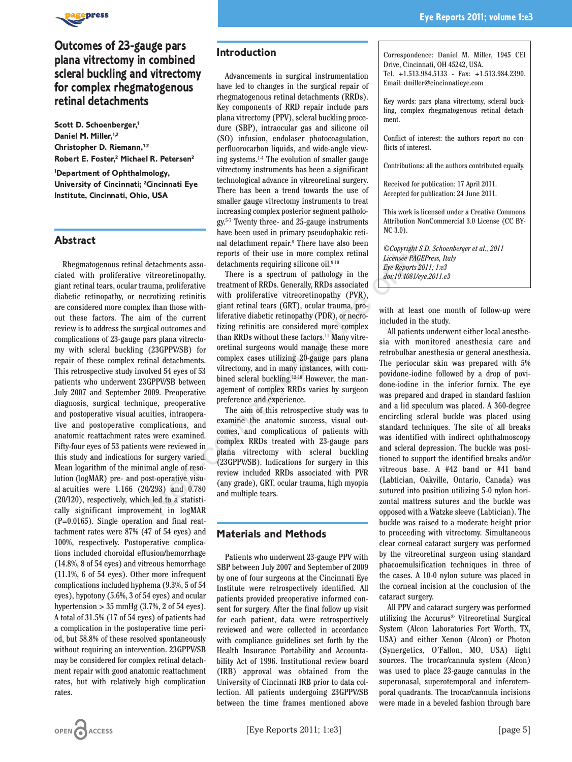# Outcomes of 23-gauge pars plana vitrectomy in combined scleral buckling and vitrectomy for complex rhegmatogenous retinal detachments

**Scott D. Schoenberger,[1] Daniel M. Miller,[1,2] Christopher D. Riemann,[1,2] Robert E. Foster,[2] Michael R. Petersen[2]**

[1]Department of Ophthalmology, University of Cincinnati; [2]Cincinnati Eye Institute, Cincinnati, Ohio, USA

## Abstract

Rhegmatogenous retinal detachments associated with proliferative vitreoretinopathy, giant retinal tears, ocular trauma, proliferative diabetic retinopathy, or necrotizing retinitis are considered more complex than those without these factors. The aim of the current review is to address the surgical outcomes and complications of 23-gauge pars plana vitrectomy with scleral buckling (23GPPV/SB) for repair of these complex retinal detachments. This retrospective study involved 54 eyes of 53 patients who underwent 23GPPV/SB between July 2007 and September 2009. Preoperative diagnosis, surgical technique, preoperative and postoperative visual acuities, intraoperative and postoperative complications, and anatomic reattachment rates were examined. Fifty-four eyes of 53 patients were reviewed in this study and indications for surgery varied. Mean logarithm of the minimal angle of resolution (logMAR) pre- and post-operative visual acuities were 1.166 (20/293) and 0.780 (20/120), respectively, which led to a statistically significant improvement in logMAR (P=0.0165). Single operation and final reattachment rates were 87% (47 of 54 eyes) and 100%, respectively. Postoperative complications included choroidal effusion/hemorrhage (14.8%, 8 of 54 eyes) and vitreous hemorrhage (11.1%, 6 of 54 eyes). Other more infrequent complications included hyphema (9.3%, 5 of 54 eyes), hypotony (5.6%, 3 of 54 eyes) and ocular hypertension > 35 mmHg (3.7%, 2 of 54 eyes). A total of 31.5% (17 of 54 eyes) of patients had a complication in the postoperative time period, but 58.8% of these resolved spontaneously without requiring an intervention. 23GPPV/SB may be considered for complex retinal detachment repair with good anatomic reattachment rates, but with relatively high complication rates.

## Introduction

Advancements in surgical instrumentation have led to changes in the surgical repair of rhegmatogenous retinal detachments (RRDs). Key components of RRD repair include pars plana vitrectomy (PPV), scleral buckling procedure (SBP), intraocular gas and silicone oil (SO) infusion, endolaser photocoagulation, perfluorocarbon liquids, and wide-angle viewing systems.[1-4] The evolution of smaller gauge vitrectomy instruments has been a significant technological advance in vitreoretinal surgery. There has been a trend towards the use of smaller gauge vitrectomy instruments to treat increasing complex posterior segment pathology.[5-7] Twenty three- and 25-gauge instruments have been used in primary pseudophakic retinal detachment repair.[8] There have also been reports of their use in more complex retinal detachments requiring silicone oil.[9,10]

There is a spectrum of pathology in the treatment of RRDs. Generally, RRDs associated with proliferative vitreoretinopathy (PVR), giant retinal tears (GRT), ocular trauma, proliferative diabetic retinopathy (PDR), or necrotizing retinitis are considered more complex than RRDs without these factors.[11] Many vitreoretinal surgeons would manage these more complex cases utilizing 20-gauge pars plana vitrectomy, and in many instances, with combined scleral buckling.[12-18] However, the management of complex RRDs varies by surgeon preference and experience.

The aim of this retrospective study was to examine the anatomic success, visual outcomes, and complications of patients with complex RRDs treated with 23-gauge pars plana vitrectomy with scleral buckling (23GPPV/SB). Indications for surgery in this review included RRDs associated with PVR (any grade), GRT, ocular trauma, high myopia and multiple tears.

## Materials and Methods

Patients who underwent 23-gauge PPV with SBP between July 2007 and September 2009 by one of four surgeons at the Cincinnati Eye Institute were retrospectively identified. All patients provided preoperative informed consent for surgery. After the final follow up visit for each patient, data were retrospectively reviewed and were collected in accordance with compliance guidelines set forth by the Health Insurance Portability and Accountability Act of 1996. Institutional review board (IRB) approval was obtained from the University of Cincinnati IRB prior to data collection. All patients undergoing 23GPPV/SB between the time frames mentioned above with at least one month of follow-up were included in the study.

All patients underwent either local anesthesia with monitored anesthesia care and retrobulbar anesthesia or general anesthesia. The periocular skin was prepared with 5% povidone-iodine followed by a drop of povidone-iodine in the inferior fornix. The eye was prepared and draped in standard fashion and a lid speculum was placed. A 360-degree encircling scleral buckle was placed using standard techniques. The site of all breaks was identified with indirect ophthalmoscopy and scleral depression. The buckle was positioned to support the identified breaks and/or vitreous base. A #42 band or #41 band (Labtician, Oakville, Ontario, Canada) was sutured into position utilizing 5-0 nylon horizontal mattress sutures and the buckle was opposed with a Watzke sleeve (Labtician). The buckle was raised to a moderate height prior to proceeding with vitrectomy. Simultaneous clear corneal cataract surgery was performed by the vitreoretinal surgeon using standard phacoemulsification techniques in three of the cases. A 10-0 nylon suture was placed in the corneal incision at the conclusion of the cataract surgery.

All PPV and cataract surgery was performed utilizing the Accurus® Vitreoretinal Surgical System (Alcon Laboratories Fort Worth, TX, USA) and either Xenon (Alcon) or Photon (Synergetics, O'Fallon, MO, USA) light sources. The trocar/cannula system (Alcon) was used to place 23-gauge cannulas in the superonasal, superotemporal and inferotemporal quadrants. The trocar/cannula incisions were made in a beveled fashion through bare

Correspondence: Daniel M. Miller, 1945 CEI Drive, Cincinnati, OH 45242, USA. Tel. +1.513.984.5133 - Fax: +1.513.984.2390. Email: dmiller@cincinnatieye.com

Key words: pars plana vitrectomy, scleral buckling, complex rhegmatogenous retinal detachment.

Conflict of interest: the authors report no conflicts of interest.

Contributions: all the authors contributed equally.

Received for publication: 17 April 2011. Accepted for publication: 24 June 2011.

This work is licensed under a Creative Commons Attribution NonCommercial 3.0 License (CC BY-NC 3.0).

*©Copyright S.D. Schoenberger et al., 2011 Licensee PAGEPress, Italy Eye Reports 2011; 1:e3 doi:10.4081/eye.2011.e3*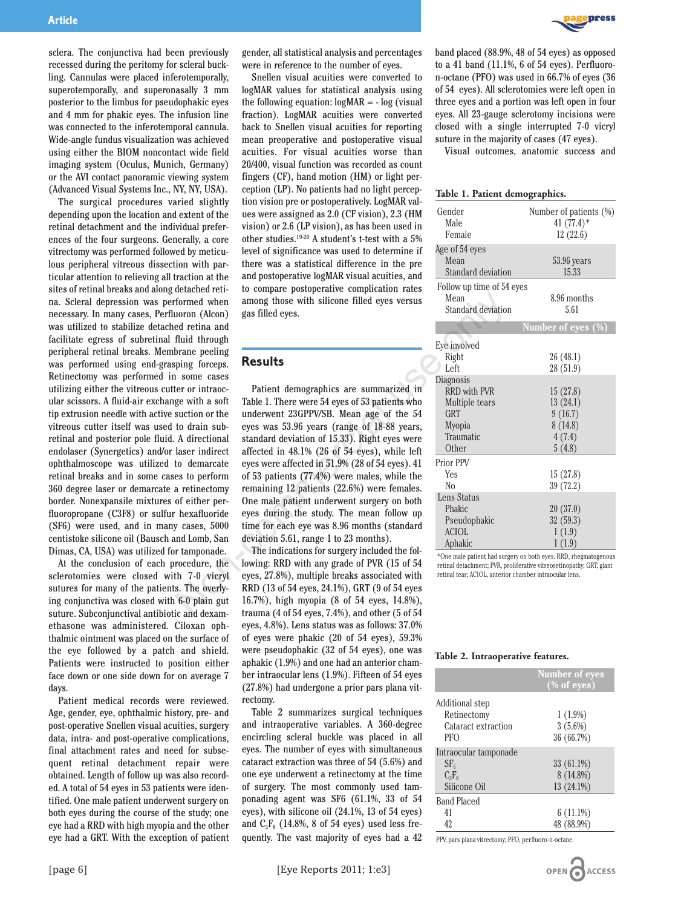sclera. The conjunctiva had been previously recessed during the peritomy for scleral buckling. Cannulas were placed inferotemporally, superotemporally, and superonasally 3 mm posterior to the limbus for pseudophakic eyes and 4 mm for phakic eyes. The infusion line was connected to the inferotemporal cannula. Wide-angle fundus visualization was achieved using either the BIOM noncontact wide field imaging system (Oculus, Munich, Germany) or the AVI contact panoramic viewing system (Advanced Visual Systems Inc., NY, NY, USA).

The surgical procedures varied slightly depending upon the location and extent of the retinal detachment and the individual preferences of the four surgeons. Generally, a core vitrectomy was performed followed by meticulous peripheral vitreous dissection with particular attention to relieving all traction at the sites of retinal breaks and along detached retina. Scleral depression was performed when necessary. In many cases, Perfluoron (Alcon) was utilized to stabilize detached retina and facilitate egress of subretinal fluid through peripheral retinal breaks. Membrane peeling was performed using end-grasping forceps. Retinectomy was performed in some cases utilizing either the vitreous cutter or intraocular scissors. A fluid-air exchange with a soft tip extrusion needle with active suction or the vitreous cutter itself was used to drain subretinal and posterior pole fluid. A directional endolaser (Synergetics) and/or laser indirect ophthalmoscope was utilized to demarcate retinal breaks and in some cases to perform 360 degree laser or demarcate a retinectomy border. Nonexpansile mixtures of either perfluoropropane (C3F8) or sulfur hexafluoride (SF6) were used, and in many cases, 5000 centistoke silicone oil (Bausch and Lomb, San Dimas, CA, USA) was utilized for tamponade.

At the conclusion of each procedure, the sclerotomies were closed with 7-0 vicryl sutures for many of the patients. The overlying conjunctiva was closed with 6-0 plain gut suture. Subconjunctival antibiotic and dexamethasone was administered. Ciloxan ophthalmic ointment was placed on the surface of the eye followed by a patch and shield. Patients were instructed to position either face down or one side down for on average 7 days.

Patient medical records were reviewed. Age, gender, eye, ophthalmic history, pre- and post-operative Snellen visual acuities, surgery data, intra- and post-operative complications, final attachment rates and need for subsequent retinal detachment repair were obtained. Length of follow up was also recorded. A total of 54 eyes in 53 patients were identified. One male patient underwent surgery on both eyes during the course of the study; one eye had a RRD with high myopia and the other eye had a GRT. With the exception of patient gender, all statistical analysis and percentages were in reference to the number of eyes.

Snellen visual acuities were converted to logMAR values for statistical analysis using the following equation: logMAR = - log (visual fraction). LogMAR acuities were converted back to Snellen visual acuities for reporting mean preoperative and postoperative visual acuities. For visual acuities worse than 20/400, visual function was recorded as count fingers (CF), hand motion (HM) or light perception (LP). No patients had no light perception vision pre or postoperatively. LogMAR values were assigned as 2.0 (CF vision), 2.3 (HM vision) or 2.6 (LP vision), as has been used in other studies.[19-20] A student's t-test with a 5% level of significance was used to determine if there was a statistical difference in the pre and postoperative logMAR visual acuities, and to compare postoperative complication rates among those with silicone filled eyes versus gas filled eyes.

## Results

Patient demographics are summarized in Table 1. There were 54 eyes of 53 patients who underwent 23GPPV/SB. Mean age of the 54 eyes was 53.96 years (range of 18-88 years, standard deviation of 15.33). Right eyes were affected in 48.1% (26 of 54 eyes), while left eyes were affected in 51.9% (28 of 54 eyes). 41 of 53 patients (77.4%) were males, while the remaining 12 patients (22.6%) were females. One male patient underwent surgery on both eyes during the study. The mean follow up time for each eye was 8.96 months (standard deviation 5.61, range 1 to 23 months).

The indications for surgery included the following: RRD with any grade of PVR (15 of 54 eyes, 27.8%), multiple breaks associated with RRD (13 of 54 eyes, 24.1%), GRT (9 of 54 eyes 16.7%), high myopia (8 of 54 eyes, 14.8%), trauma (4 of 54 eyes, 7.4%), and other (5 of 54 eyes, 4.8%). Lens status was as follows: 37.0% of eyes were phakic (20 of 54 eyes), 59.3% were pseudophakic (32 of 54 eyes), one was aphakic (1.9%) and one had an anterior chamber intraocular lens (1.9%). Fifteen of 54 eyes (27.8%) had undergone a prior pars plana vitrectomy.

Table 2 summarizes surgical techniques and intraoperative variables. A 360-degree encircling scleral buckle was placed in all eyes. The number of eyes with simultaneous cataract extraction was three of 54 (5.6%) and one eye underwent a retinectomy at the time of surgery. The most commonly used tamponading agent was SF6 (61.1%, 33 of 54 eyes), with silicone oil (24.1%, 13 of 54 eyes) and $C_3F_8$ (14.8%, 8 of 54 eyes) used less frequently. The vast majority of eyes had a 42 band placed (88.9%, 48 of 54 eyes) as opposed to a 41 band (11.1%, 6 of 54 eyes). Perfluoro-n-octane (PFO) was used in 66.7% of eyes (36 of 54 eyes). All sclerotomies were left open in three eyes and a portion was left open in four eyes. All 23-gauge sclerotomy incisions were closed with a single interrupted 7-0 vicryl suture in the majority of cases (47 eyes).

Visual outcomes, anatomic success and

**Table 1. Patient demographics.**

| | |
|---|---|
| **Gender** | **Number of patients (%)** |
| Male | 41 (77.4)* |
| Female | 12 (22.6) |
| **Age of 54 eyes** | |
| Mean | 53.96 years |
| Standard deviation | 15.33 |
| **Follow up time of 54 eyes** | |
| Mean | 8.96 months |
| Standard deviation | 5.61 |
| | **Number of eyes (%)** |
| **Eye involved** | |
| Right | 26 (48.1) |
| Left | 28 (51.9) |
| **Diagnosis** | |
| RRD with PVR | 15 (27.8) |
| Multiple tears | 13 (24.1) |
| GRT | 9 (16.7) |
| Myopia | 8 (14.8) |
| Traumatic | 4 (7.4) |
| Other | 5 (4.8) |
| **Prior PPV** | |
| Yes | 15 (27.8) |
| No | 39 (72.2) |
| **Lens Status** | |
| Phakic | 20 (37.0) |
| Pseudophakic | 32 (59.3) |
| ACIOL | 1 (1.9) |
| Aphakic | 1 (1.9) |

*One male patient had surgery on both eyes. RRD, rhegmatogenous retinal detachment; PVR, proliferative vitreoretinopathy; GRT, giant retinal tear; ACIOL, anterior chamber intraocular lens.

**Table 2. Intraoperative features.**

| | Number of eyes (% of eyes) |
|---|---|
| **Additional step** | |
| Retinectomy | 1 (1.9%) |
| Cataract extraction | 3 (5.6%) |
| PFO | 36 (66.7%) |
| **Intraocular tamponade** | |
| $SF_6$ | 33 (61.1%) |
| $C_3F_8$ | 8 (14.8%) |
| Silicone Oil | 13 (24.1%) |
| **Band Placed** | |
| 41 | 6 (11.1%) |
| 42 | 48 (88.9%) |

PPV, pars plana vitrectomy; PFO, perfluoro-n-octane.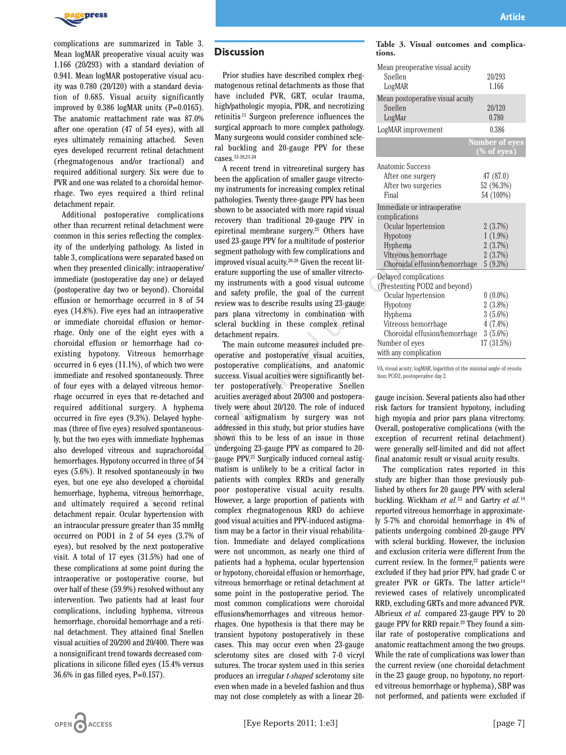complications are summarized in Table 3. Mean logMAR preoperative visual acuity was 1.166 (20/293) with a standard deviation of 0.941. Mean logMAR postoperative visual acuity was 0.780 (20/120) with a standard deviation of 0.685. Visual acuity significantly improved by 0.386 logMAR units (P=0.0165). The anatomic reattachment rate was 87.0% after one operation (47 of 54 eyes), with all eyes ultimately remaining attached. Seven eyes developed recurrent retinal detachment (rhegmatogenous and/or tractional) and required additional surgery. Six were due to PVR and one was related to a choroidal hemorrhage. Two eyes required a third retinal detachment repair.

Additional postoperative complications other than recurrent retinal detachment were common in this series reflecting the complexity of the underlying pathology. As listed in table 3, complications were separated based on when they presented clinically: intraoperative/immediate (postoperative day one) or delayed (postoperative day two or beyond). Choroidal effusion or hemorrhage occurred in 8 of 54 eyes (14.8%). Five eyes had an intraoperative or immediate choroidal effusion or hemorrhage. Only one of the eight eyes with a choroidal effusion or hemorrhage had co-existing hypotony. Vitreous hemorrhage occurred in 6 eyes (11.1%), of which two were immediate and resolved spontaneously. Three of four eyes with a delayed vitreous hemorrhage occurred in eyes that re-detached and required additional surgery. A hyphema occurred in five eyes (9.3%). Delayed hyphemas (three of five eyes) resolved spontaneously, but the two eyes with immediate hyphemas also developed vitreous and suprachoroidal hemorrhages. Hypotony occurred in three of 54 eyes (5.6%). It resolved spontaneously in two eyes, but one eye also developed a choroidal hemorrhage, hyphema, vitreous hemorrhage, and ultimately required a second retinal detachment repair. Ocular hypertension with an intraocular pressure greater than 35 mmHg occurred on POD1 in 2 of 54 eyes (3.7% of eyes), but resolved by the next postoperative visit. A total of 17 eyes (31.5%) had one of these complications at some point during the intraoperative or postoperative course, but over half of these (59.9%) resolved without any intervention. Two patients had at least four complications, including hyphema, vitreous hemorrhage, choroidal hemorrhage and a retinal detachment. They attained final Snellen visual acuities of 20/200 and 20/400. There was a nonsignificant trend towards decreased complications in silicone filled eyes (15.4% versus 36.6% in gas filled eyes, P=0.157).

## Discussion

Prior studies have described complex rhegmatogenous retinal detachments as those that have included PVR, GRT, ocular trauma, high/pathologic myopia, PDR, and necrotizing retinitis[11] Surgeon preference influences the surgical approach to more complex pathology. Many surgeons would consider combined scleral buckling and 20-gauge PPV for these cases.[15-18,21-24]

A recent trend in vitreoretinal surgery has been the application of smaller gauge vitrectomy instruments for increasing complex retinal pathologies. Twenty three-gauge PPV has been shown to be associated with more rapid visual recovery than traditional 20-gauge PPV in epiretinal membrane surgery.[25] Others have used 23-gauge PPV for a multitude of posterior segment pathology with few complications and improved visual acuity.[26-28] Given the recent literature supporting the use of smaller vitrectomy instruments with a good visual outcome and safety profile, the goal of the current review was to describe results using 23-gauge pars plana vitrectomy in combination with scleral buckling in these complex retinal detachment repairs.

The main outcome measures included preoperative and postoperative visual acuities, postoperative complications, and anatomic success. Visual acuities were significantly better postoperatively. Preoperative Snellen acuities averaged about 20/300 and postoperatively were about 20/120. The role of induced corneal astigmatism by surgery was not addressed in this study, but prior studies have shown this to be less of an issue in those undergoing 23-gauge PPV as compared to 20-gauge PPV.[25] Surgically induced corneal astigmatism is unlikely to be a critical factor in patients with complex RRDs and generally poor postoperative visual acuity results. However, a large proportion of patients with complex rhegmatogenous RRD do achieve good visual acuities and PPV-induced astigmatism may be a factor in their visual rehabilitation. Immediate and delayed complications were not uncommon, as nearly one third of patients had a hyphema, ocular hypertension or hypotony, choroidal effusion or hemorrhage, vitreous hemorrhage or retinal detachment at some point in the postoperative period. The most common complications were choroidal effusions/hemorrhages and vitreous hemorrhages. One hypothesis is that there may be transient hypotony postoperatively in these cases. This may occur even when 23-gauge sclerotomy sites are closed with 7-0 vicryl sutures. The trocar system used in this series produces an irregular *t-shaped* sclerotomy site even when made in a beveled fashion and thus may not close completely as with a linear 20-gauge incision. Several patients also had other risk factors for transient hypotony, including high myopia and prior pars plana vitrectomy. Overall, postoperative complications (with the exception of recurrent retinal detachment) were generally self-limited and did not affect final anatomic result or visual acuity results.

The complication rates reported in this study are higher than those previously published by others for 20 gauge PPV with scleral buckling. Wickham *et al.*[22] and Gartry *et al.*[14] reported vitreous hemorrhage in approximately 5-7% and choroidal hemorrhage in 4% of patients undergoing combined 20-gauge PPV with scleral buckling. However, the inclusion and exclusion criteria were different from the current review. In the former,[22] patients were excluded if they had prior PPV, had grade C or greater PVR or GRTs. The latter article[14] reviewed cases of relatively uncomplicated RRD, excluding GRTs and more advanced PVR. Albrieux *et al.* compared 23-gauge PPV to 20 gauge PPV for RRD repair.[29] They found a similar rate of postoperative complications and anatomic reattachment among the two groups. While the rate of complications was lower than the current review (one choroidal detachment in the 23 gauge group, no hypotony, no reported vitreous hemorrhage or hyphema), SBP was not performed, and patients were excluded if

**Table 3. Visual outcomes and complications.**

| | |
|---|---|
| Mean preoperative visual acuity | |
| Snellen | 20/293 |
| LogMAR | 1.166 |
| Mean postoperative visual acuity | |
| Snellen | 20/120 |
| LogMar | 0.780 |
| LogMAR improvement | 0.386 |
| | **Number of eyes (% of eyes)** |
| Anatomic Success | |
| After one surgery | 47 (87.0) |
| After two surgeries | 52 (96.3%) |
| Final | 54 (100%) |
| Immediate or intraoperative complications | |
| Ocular hypertension | 2 (3.7%) |
| Hypotony | 1 (1.9%) |
| Hyphema | 2 (3.7%) |
| Vitreous hemorrhage | 2 (3.7%) |
| Choroidal effusion/hemorrhage | 5 (9.3%) |
| Delayed complications (Prestenting POD2 and beyond) | |
| Ocular hypertension | 0 (0.0%) |
| Hypotony | 2 (3.8%) |
| Hyphema | 3 (5.6%) |
| Vitreous hemorrhage | 4 (7.4%) |
| Choroidal effusion/hemorrhage | 3 (5.6%) |
| Number of eyes with any complication | 17 (31.5%) |

VA, visual acuity; logMAR, logarithm of the minimal angle of resolution; POD2, postoperative day 2.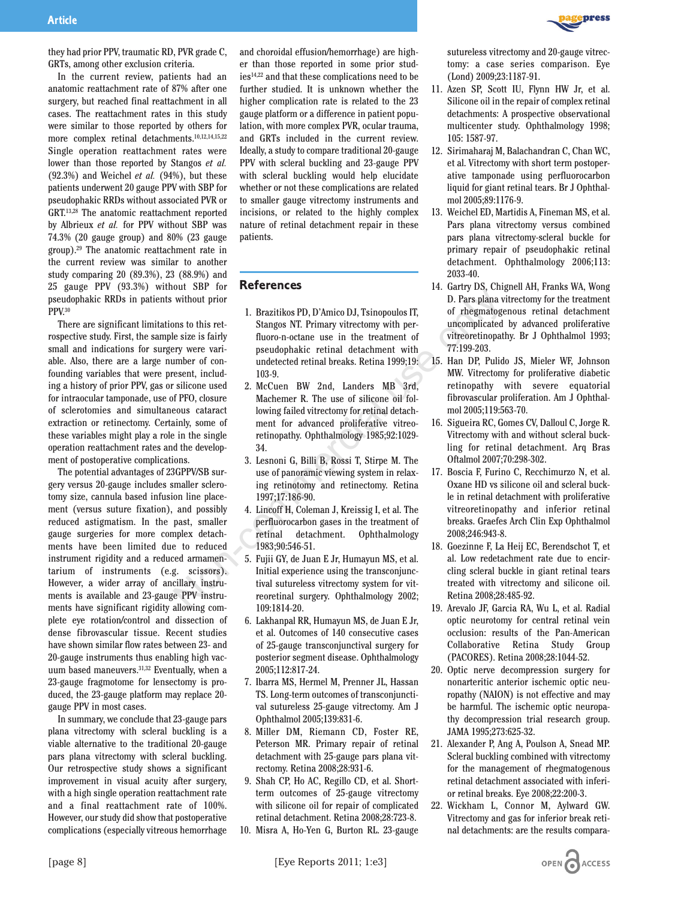they had prior PPV, traumatic RD, PVR grade C, GRTs, among other exclusion criteria.

In the current review, patients had an anatomic reattachment rate of 87% after one surgery, but reached final reattachment in all cases. The reattachment rates in this study were similar to those reported by others for more complex retinal detachments.[10,12,14,15,22] Single operation reattachment rates were lower than those reported by Stangos *et al.* (92.3%) and Weichel *et al.* (94%), but these patients underwent 20 gauge PPV with SBP for pseudophakic RRDs without associated PVR or GRT.[13,28] The anatomic reattachment reported by Albrieux *et al.* for PPV without SBP was 74.3% (20 gauge group) and 80% (23 gauge group).[29] The anatomic reattachment rate in the current review was similar to another study comparing 20 (89.3%), 23 (88.9%) and 25 gauge PPV (93.3%) without SBP for pseudophakic RRDs in patients without prior PPV.[30]

There are significant limitations to this retrospective study. First, the sample size is fairly small and indications for surgery were variable. Also, there are a large number of confounding variables that were present, including a history of prior PPV, gas or silicone used for intraocular tamponade, use of PFO, closure of sclerotomies and simultaneous cataract extraction or retinectomy. Certainly, some of these variables might play a role in the single operation reattachment rates and the development of postoperative complications.

The potential advantages of 23GPPV/SB surgery versus 20-gauge includes smaller sclerotomy size, cannula based infusion line placement (versus suture fixation), and possibly reduced astigmatism. In the past, smaller gauge surgeries for more complex detachments have been limited due to reduced instrument rigidity and a reduced armamentarium of instruments (e.g. scissors). However, a wider array of ancillary instruments is available and 23-gauge PPV instruments have significant rigidity allowing complete eye rotation/control and dissection of dense fibrovascular tissue. Recent studies have shown similar flow rates between 23- and 20-gauge instruments thus enabling high vacuum based maneuvers.[31,32] Eventually, when a 23-gauge fragmotome for lensectomy is produced, the 23-gauge platform may replace 20-gauge PPV in most cases.

In summary, we conclude that 23-gauge pars plana vitrectomy with scleral buckling is a viable alternative to the traditional 20-gauge pars plana vitrectomy with scleral buckling. Our retrospective study shows a significant improvement in visual acuity after surgery, with a high single operation reattachment rate and a final reattachment rate of 100%. However, our study did show that postoperative complications (especially vitreous hemorrhage and choroidal effusion/hemorrhage) are higher than those reported in some prior studies[14,22] and that these complications need to be further studied. It is unknown whether the higher complication rate is related to the 23 gauge platform or a difference in patient population, with more complex PVR, ocular trauma, and GRTs included in the current review. Ideally, a study to compare traditional 20-gauge PPV with scleral buckling and 23-gauge PPV with scleral buckling would help elucidate whether or not these complications are related to smaller gauge vitrectomy instruments and incisions, or related to the highly complex nature of retinal detachment repair in these patients.

## References

1. Brazitikos PD, D'Amico DJ, Tsinopoulos IT, Stangos NT. Primary vitrectomy with perfluoro-n-octane use in the treatment of pseudophakic retinal detachment with undetected retinal breaks. Retina 1999;19:103-9.
2. McCuen BW 2nd, Landers MB 3rd, Machemer R. The use of silicone oil following failed vitrectomy for retinal detachment for advanced proliferative vitreoretinopathy. Ophthalmology 1985;92:1029-34.
3. Lesnoni G, Billi B, Rossi T, Stirpe M. The use of panoramic viewing system in relaxing retinotomy and retinectomy. Retina 1997;17:186-90.
4. Lincoff H, Coleman J, Kreissig I, et al. The perfluorocarbon gases in the treatment of retinal detachment. Ophthalmology 1983;90:546-51.
5. Fujii GY, de Juan E Jr, Humayun MS, et al. Initial experience using the transconjunctival sutureless vitrectomy system for vitreoretinal surgery. Ophthalmology 2002;109:1814-20.
6. Lakhanpal RR, Humayun MS, de Juan E Jr, et al. Outcomes of 140 consecutive cases of 25-gauge transconjunctival surgery for posterior segment disease. Ophthalmology 2005;112:817-24.
7. Ibarra MS, Hermel M, Prenner JL, Hassan TS. Long-term outcomes of transconjunctival sutureless 25-gauge vitrectomy. Am J Ophthalmol 2005;139:831-6.
8. Miller DM, Riemann CD, Foster RE, Peterson MR. Primary repair of retinal detachment with 25-gauge pars plana vitrectomy. Retina 2008;28:931-6.
9. Shah CP, Ho AC, Regillo CD, et al. Short-term outcomes of 25-gauge vitrectomy with silicone oil for repair of complicated retinal detachment. Retina 2008;28:723-8.
10. Misra A, Ho-Yen G, Burton RL. 23-gauge sutureless vitrectomy and 20-gauge vitrectomy: a case series comparison. Eye (Lond) 2009;23:1187-91.
11. Azen SP, Scott IU, Flynn HW Jr, et al. Silicone oil in the repair of complex retinal detachments: A prospective observational multicenter study. Ophthalmology 1998; 105: 1587-97.
12. Sirimaharaj M, Balachandran C, Chan WC, et al. Vitrectomy with short term postoperative tamponade using perfluorocarbon liquid for giant retinal tears. Br J Ophthalmol 2005;89:1176-9.
13. Weichel ED, Martidis A, Fineman MS, et al. Pars plana vitrectomy versus combined pars plana vitrectomy-scleral buckle for primary repair of pseudophakic retinal detachment. Ophthalmology 2006;113:2033-40.
14. Gartry DS, Chignell AH, Franks WA, Wong D. Pars plana vitrectomy for the treatment of rhegmatogenous retinal detachment uncomplicated by advanced proliferative vitreoretinopathy. Br J Ophthalmol 1993;77:199-203.
15. Han DP, Pulido JS, Mieler WF, Johnson MW. Vitrectomy for proliferative diabetic retinopathy with severe equatorial fibrovascular proliferation. Am J Ophthalmol 2005;119:563-70.
16. Sigueira RC, Gomes CV, Dalloul C, Jorge R. Vitrectomy with and without scleral buckling for retinal detachment. Arq Bras Oftalmol 2007;70:298-302.
17. Boscia F, Furino C, Recchimurzo N, et al. Oxane HD vs silicone oil and scleral buckle in retinal detachment with proliferative vitreoretinopathy and inferior retinal breaks. Graefes Arch Clin Exp Ophthalmol 2008;246:943-8.
18. Goezinne F, La Heij EC, Berendschot T, et al. Low redetachment rate due to encircling scleral buckle in giant retinal tears treated with vitrectomy and silicone oil. Retina 2008;28:485-92.
19. Arevalo JF, Garcia RA, Wu L, et al. Radial optic neurotomy for central retinal vein occlusion: results of the Pan-American Collaborative Retina Study Group (PACORES). Retina 2008;28:1044-52.
20. Optic nerve decompression surgery for nonarteritic anterior ischemic optic neuropathy (NAION) is not effective and may be harmful. The ischemic optic neuropathy decompression trial research group. JAMA 1995;273:625-32.
21. Alexander P, Ang A, Poulson A, Snead MP. Scleral buckling combined with vitrectomy for the management of rhegmatogenous retinal detachment associated with inferior retinal breaks. Eye 2008;22:200-3.
22. Wickham L, Connor M, Aylward GW. Vitrectomy and gas for inferior break retinal detachments: are the results compara-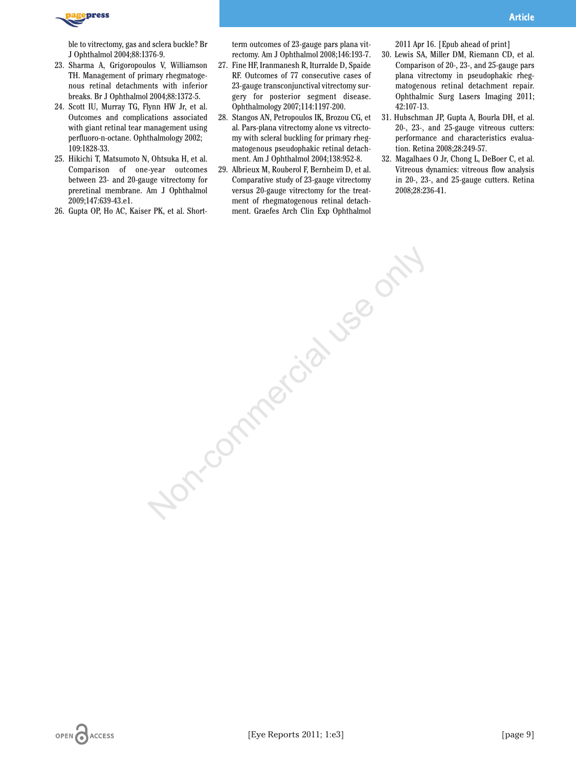ble to vitrectomy, gas and sclera buckle? Br J Ophthalmol 2004;88:1376-9.

23. Sharma A, Grigoropoulos V, Williamson TH. Management of primary rhegmatogenous retinal detachments with inferior breaks. Br J Ophthalmol 2004;88:1372-5.
24. Scott IU, Murray TG, Flynn HW Jr, et al. Outcomes and complications associated with giant retinal tear management using perfluoro-n-octane. Ophthalmology 2002; 109:1828-33.
25. Hikichi T, Matsumoto N, Ohtsuka H, et al. Comparison of one-year outcomes between 23- and 20-gauge vitrectomy for preretinal membrane. Am J Ophthalmol 2009;147:639-43.e1.
26. Gupta OP, Ho AC, Kaiser PK, et al. Short-term outcomes of 23-gauge pars plana vitrectomy. Am J Ophthalmol 2008;146:193-7.
27. Fine HF, Iranmanesh R, Iturralde D, Spaide RF. Outcomes of 77 consecutive cases of 23-gauge transconjunctival vitrectomy surgery for posterior segment disease. Ophthalmology 2007;114:1197-200.
28. Stangos AN, Petropoulos IK, Brozou CG, et al. Pars-plana vitrectomy alone vs vitrectomy with scleral buckling for primary rhegmatogenous pseudophakic retinal detachment. Am J Ophthalmol 2004;138:952-8.
29. Albrieux M, Rouberol F, Bernheim D, et al. Comparative study of 23-gauge vitrectomy versus 20-gauge vitrectomy for the treatment of rhegmatogenous retinal detachment. Graefes Arch Clin Exp Ophthalmol 2011 Apr 16. [Epub ahead of print]
30. Lewis SA, Miller DM, Riemann CD, et al. Comparison of 20-, 23-, and 25-gauge pars plana vitrectomy in pseudophakic rhegmatogenous retinal detachment repair. Ophthalmic Surg Lasers Imaging 2011; 42:107-13.
31. Hubschman JP, Gupta A, Bourla DH, et al. 20-, 23-, and 25-gauge vitreous cutters: performance and characteristics evaluation. Retina 2008;28:249-57.
32. Magalhaes O Jr, Chong L, DeBoer C, et al. Vitreous dynamics: vitreous flow analysis in 20-, 23-, and 25-gauge cutters. Retina 2008;28:236-41.